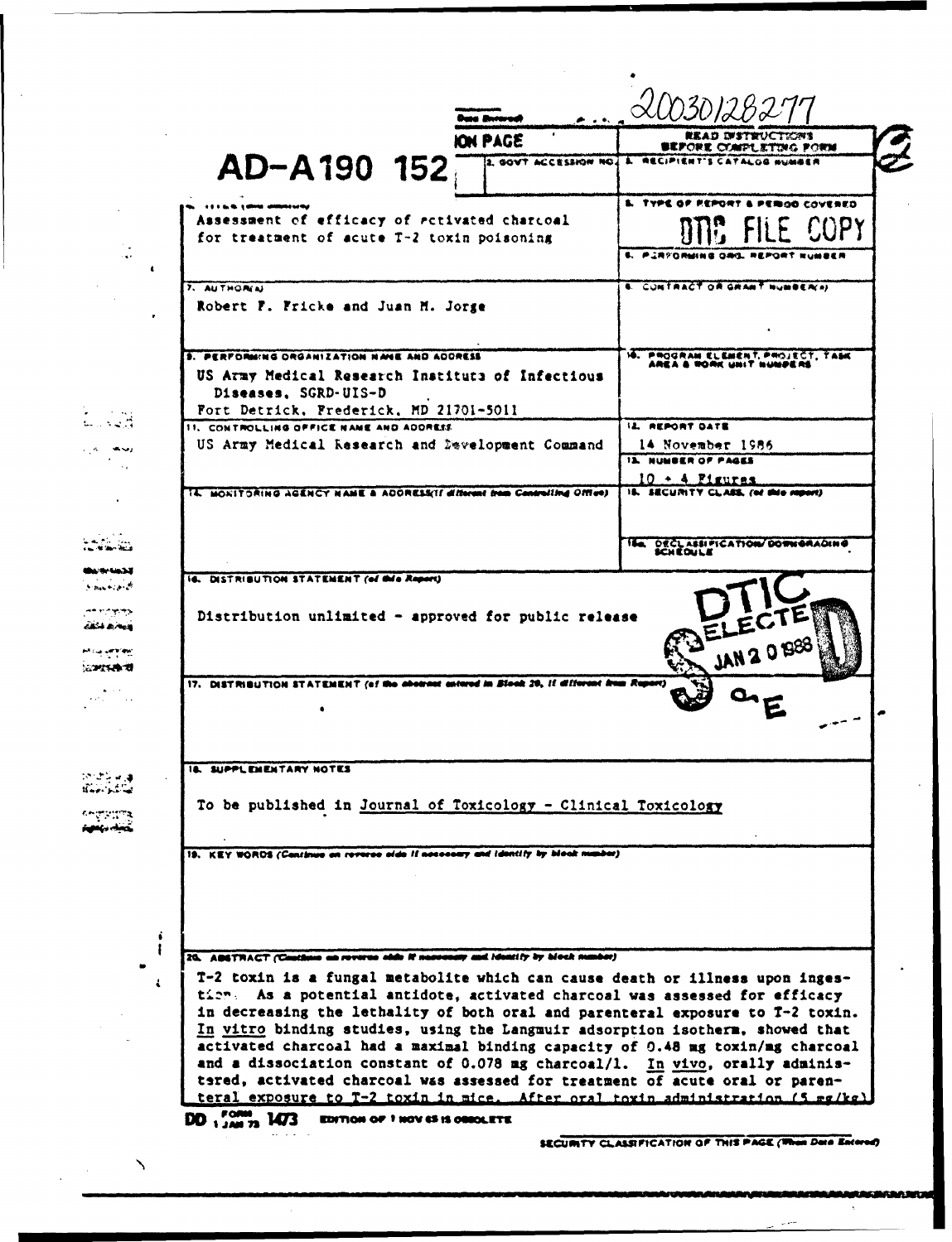20030128277

AD-A190 152

**REPORT DOCUMENTATION PAGE**

READ INSTRUCTIONS BEFORE COMPLETING FORM

DTIC FILE COPY

| Field | Content |
|---|---|
| 2. GOVT ACCESSION NO. | |
| 3. RECIPIENT'S CATALOG NUMBER | |
| 4. TITLE (and Subtitle) | Assessment of efficacy of activated charcoal for treatment of acute T-2 toxin poisoning |
| 5. TYPE OF REPORT & PERIOD COVERED | |
| 6. PERFORMING ORG. REPORT NUMBER | |
| 7. AUTHOR(s) | Robert F. Fricke and Juan M. Jorge |
| 8. CONTRACT OR GRANT NUMBER(s) | |
| 9. PERFORMING ORGANIZATION NAME AND ADDRESS | US Army Medical Research Institute of Infectious Diseases, SGRD-UIS-D, Fort Detrick, Frederick, MD 21701-5011 |
| 10. PROGRAM ELEMENT, PROJECT, TASK AREA & WORK UNIT NUMBERS | |
| 11. CONTROLLING OFFICE NAME AND ADDRESS | US Army Medical Research and Development Command |
| 12. REPORT DATE | 14 November 1986 |
| 13. NUMBER OF PAGES | 10 + 4 Figures |
| 14. MONITORING AGENCY NAME & ADDRESS (if different from Controlling Office) | |
| 15. SECURITY CLASS. (of this report) | |
| 15a. DECLASSIFICATION/DOWNGRADING SCHEDULE | |

**16. DISTRIBUTION STATEMENT (of this Report)**

Distribution unlimited - approved for public release

DTIC ELECTE JAN 20 1988 E

**17. DISTRIBUTION STATEMENT (of the abstract entered in Block 20, if different from Report)**

**18. SUPPLEMENTARY NOTES**

To be published in Journal of Toxicology - Clinical Toxicology

**19. KEY WORDS (Continue on reverse side if necessary and identify by block number)**

**20. ABSTRACT (Continue on reverse side if necessary and identify by block number)**

T-2 toxin is a fungal metabolite which can cause death or illness upon ingestion. As a potential antidote, activated charcoal was assessed for efficacy in decreasing the lethality of both oral and parenteral exposure to T-2 toxin. *In vitro* binding studies, using the Langmuir adsorption isotherm, showed that activated charcoal had a maximal binding capacity of 0.48 mg toxin/mg charcoal and a dissociation constant of 0.078 mg charcoal/l. *In vivo*, orally administered, activated charcoal was assessed for treatment of acute oral or parenteral exposure to T-2 toxin in mice. After oral toxin administration (5 mg/kg)

DD FORM 1473, 1 JAN 73 — EDITION OF 1 NOV 65 IS OBSOLETE

SECURITY CLASSIFICATION OF THIS PAGE (When Data Entered)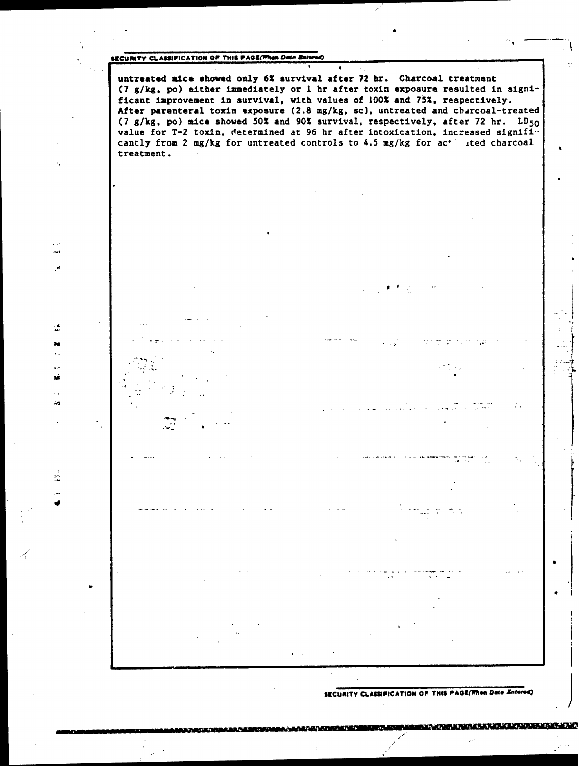untreated mice showed only 6% survival after 72 hr. Charcoal treatment (7 g/kg, po) either immediately or 1 hr after toxin exposure resulted in significant improvement in survival, with values of 100% and 75%, respectively. After parenteral toxin exposure (2.8 mg/kg, sc), untreated and charcoal-treated (7 g/kg, po) mice showed 50% and 90% survival, respectively, after 72 hr. $LD_{50}$ value for T-2 toxin, determined at 96 hr after intoxication, increased significantly from 2 mg/kg for untreated controls to 4.5 mg/kg for activated charcoal treatment.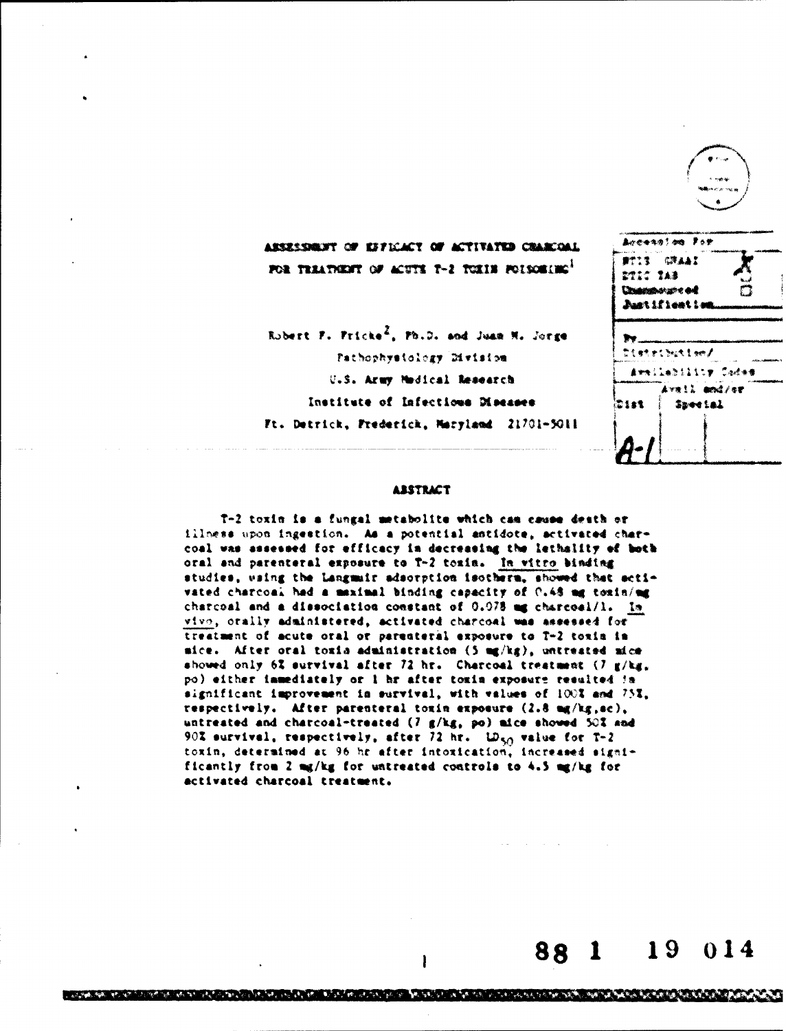# ASSESSMENT OF EFFICACY OF ACTIVATED CHARCOAL FOR TREATMENT OF ACUTE T-2 TOXIN POISONING[1]

Robert F. Fricke[2], Ph.D. and Juan M. Jorge

Pathophysiology Division

U.S. Army Medical Research

Institute of Infectious Diseases

Ft. Detrick, Frederick, Maryland 21701-5011

| Accession For | |
|---|---|
| NTIS GRA&I | X |
| DTIC TAB | |
| Unannounced | ☐ |
| Justification | |
| By | |
| Distribution/ | |
| Availability Codes | |
| Dist | Avail and/or Special |
| A-1 | |

## ABSTRACT

T-2 toxin is a fungal metabolite which can cause death or illness upon ingestion. As a potential antidote, activated charcoal was assessed for efficacy in decreasing the lethality of both oral and parenteral exposure to T-2 toxin. In vitro binding studies, using the Langmuir adsorption isotherm, showed that activated charcoal had a maximal binding capacity of 0.48 mg toxin/mg charcoal and a dissociation constant of 0.078 mg charcoal/l. In vivo, orally administered, activated charcoal was assessed for treatment of acute oral or parenteral exposure to T-2 toxin in mice. After oral toxin administration (5 mg/kg), untreated mice showed only 6% survival after 72 hr. Charcoal treatment (7 g/kg, po) either immediately or 1 hr after toxin exposure resulted in significant improvement in survival, with values of 100% and 75%, respectively. After parenteral toxin exposure (2.8 mg/kg, sc), untreated and charcoal-treated (7 g/kg, po) mice showed 50% and 90% survival, respectively, after 72 hr. $LD_{50}$ value for T-2 toxin, determined at 96 hr after intoxication, increased significantly from 2 mg/kg for untreated controls to 4.5 mg/kg for activated charcoal treatment.

88 1 19 014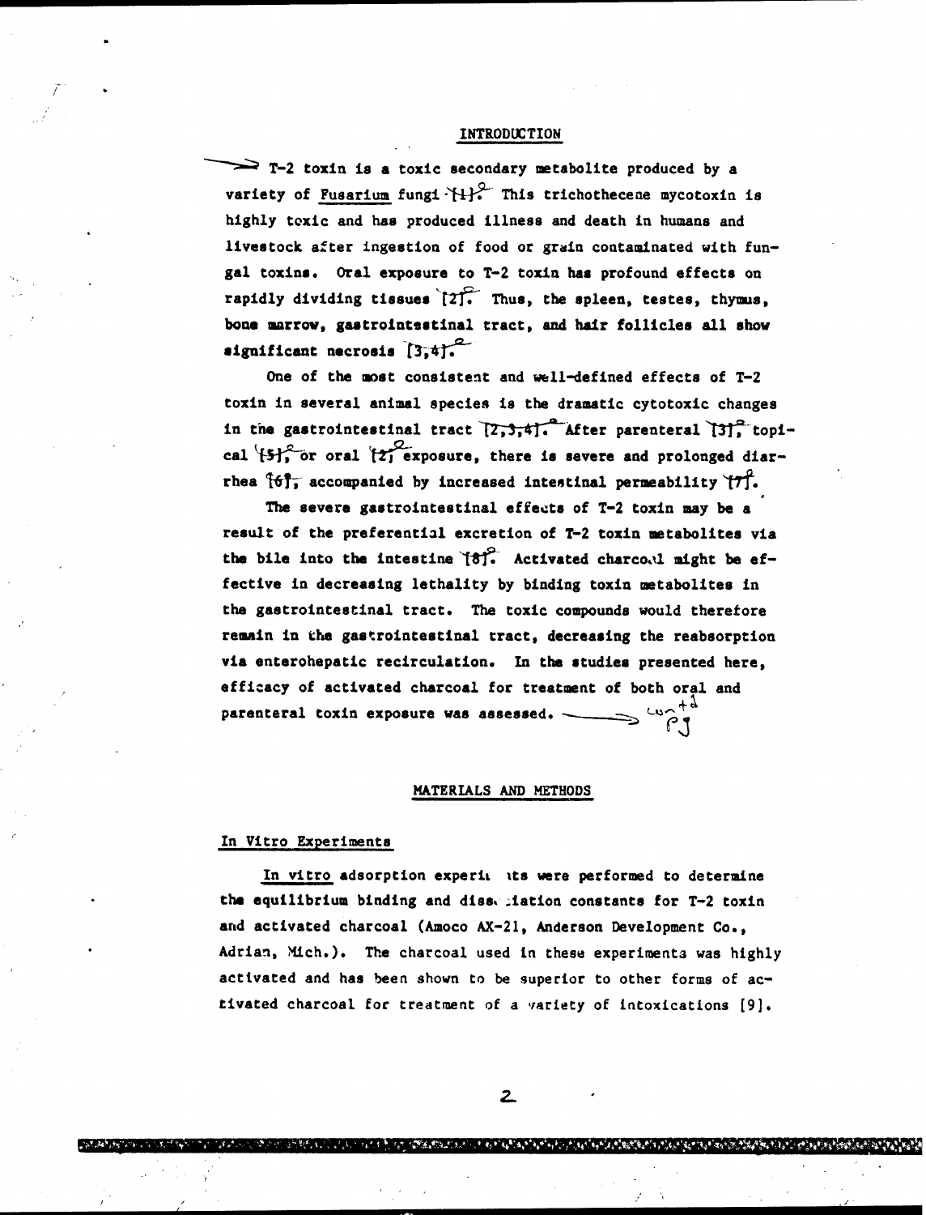## INTRODUCTION

T-2 toxin is a toxic secondary metabolite produced by a variety of *Fusarium* fungi [1]. This trichothecene mycotoxin is highly toxic and has produced illness and death in humans and livestock after ingestion of food or grain contaminated with fungal toxins. Oral exposure to T-2 toxin has profound effects on rapidly dividing tissues [2]. Thus, the spleen, testes, thymus, bone marrow, gastrointestinal tract, and hair follicles all show significant necrosis [3,4].

One of the most consistent and well-defined effects of T-2 toxin in several animal species is the dramatic cytotoxic changes in the gastrointestinal tract [2,3,4]. After parenteral [3], topical [5], or oral [2] exposure, there is severe and prolonged diarrhea [6], accompanied by increased intestinal permeability [7].

The severe gastrointestinal effects of T-2 toxin may be a result of the preferential excretion of T-2 toxin metabolites via the bile into the intestine [8]. Activated charcoal might be effective in decreasing lethality by binding toxin metabolites in the gastrointestinal tract. The toxic compounds would therefore remain in the gastrointestinal tract, decreasing the reabsorption via enterohepatic recirculation. In the studies presented here, efficacy of activated charcoal for treatment of both oral and parenteral toxin exposure was assessed.

## MATERIALS AND METHODS

### In Vitro Experiments

*In vitro* adsorption experiments were performed to determine the equilibrium binding and dissociation constants for T-2 toxin and activated charcoal (Amoco AX-21, Anderson Development Co., Adrian, Mich.). The charcoal used in these experiments was highly activated and has been shown to be superior to other forms of activated charcoal for treatment of a variety of intoxications [9].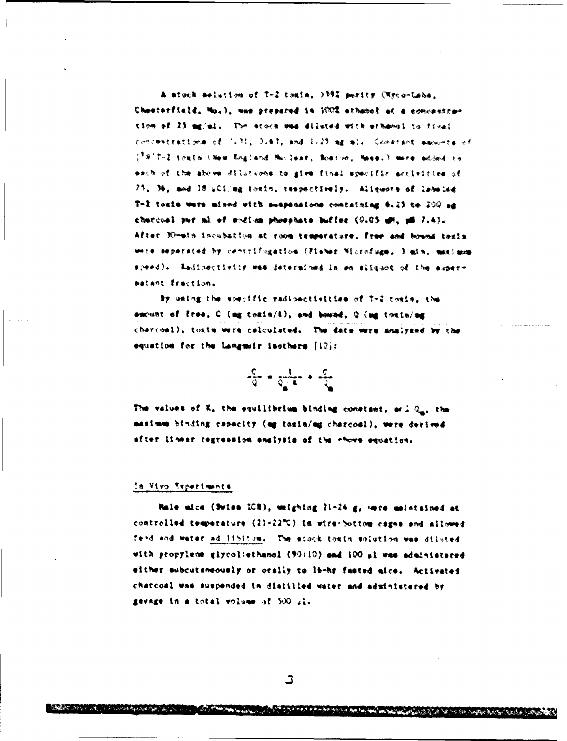A stock solution of T-2 toxin, >99% purity (Myco-Labs, Chesterfield, Mo.), was prepared in 100% ethanol at a concentration of 25 mg/ml. The stock was diluted with ethanol to final concentrations of 0.31, 0.63, and 1.25 mg/ml. Constant amounts of [$^3$H]T-2 toxin (New England Nuclear, Boston, Mass.) were added to each of the above dilutions to give final specific activities of 75, 36, and 18 μCi/mg toxin, respectively. Aliquots of labeled T-2 toxin were mixed with suspensions containing 6.25 to 200 μg charcoal per ml of sodium phosphate buffer (0.05 mM, pH 7.4). After 30-min incubation at room temperature, free and bound toxin were separated by centrifugation (Fisher Microfuge, 3 min, maximum speed). Radioactivity was determined in an aliquot of the supernatant fraction.

By using the specific radioactivities of T-2 toxin, the amount of free, C (mg toxin/l), and bound, Q (mg toxin/mg charcoal), toxin were calculated. The data were analyzed by the equation for the Langmuir isotherm [10]:

$$\frac{C}{Q} = \frac{1}{Q_m K} + \frac{C}{Q_m}$$

The values of K, the equilibrium binding constant, and $Q_m$, the maximum binding capacity (mg toxin/mg charcoal), were derived after linear regression analysis of the above equation.

## In Vivo Experiments

Male mice (Swiss ICR), weighing 21-24 g, were maintained at controlled temperature (21-22°C) in wire-bottom cages and allowed feed and water *ad libitum*. The stock toxin solution was diluted with propylene glycol:ethanol (90:10) and 100 μl was administered either subcutaneously or orally to 16-hr fasted mice. Activated charcoal was suspended in distilled water and administered by gavage in a total volume of 500 μl.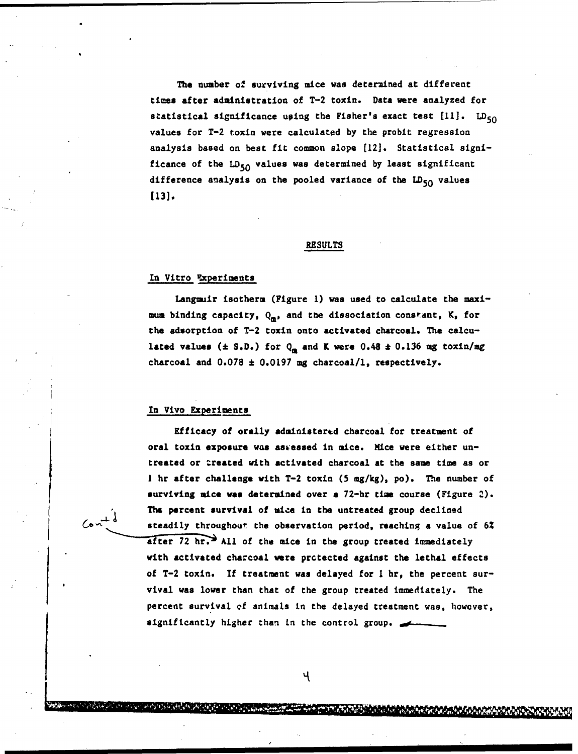The number of surviving mice was determined at different times after administration of T-2 toxin. Data were analyzed for statistical significance using the Fisher's exact test [11]. $LD_{50}$ values for T-2 toxin were calculated by the probit regression analysis based on best fit common slope [12]. Statistical significance of the $LD_{50}$ values was determined by least significant difference analysis on the pooled variance of the $LD_{50}$ values [13].

## RESULTS

### In Vitro Experiments

Langmuir isotherm (Figure 1) was used to calculate the maximum binding capacity, $Q_m$, and the dissociation constant, K, for the adsorption of T-2 toxin onto activated charcoal. The calculated values (± S.D.) for $Q_m$ and K were 0.48 ± 0.136 mg toxin/mg charcoal and 0.078 ± 0.0197 mg charcoal/l, respectively.

### In Vivo Experiments

Efficacy of orally administered charcoal for treatment of oral toxin exposure was assessed in mice. Mice were either untreated or treated with activated charcoal at the same time as or 1 hr after challenge with T-2 toxin (5 mg/kg), po). The number of surviving mice was determined over a 72-hr time course (Figure 2). The percent survival of mice in the untreated group declined steadily throughout the observation period, reaching a value of 6% after 72 hr. All of the mice in the group treated immediately with activated charcoal were protected against the lethal effects of T-2 toxin. If treatment was delayed for 1 hr, the percent survival was lower than that of the group treated immediately. The percent survival of animals in the delayed treatment was, however, significantly higher than in the control group.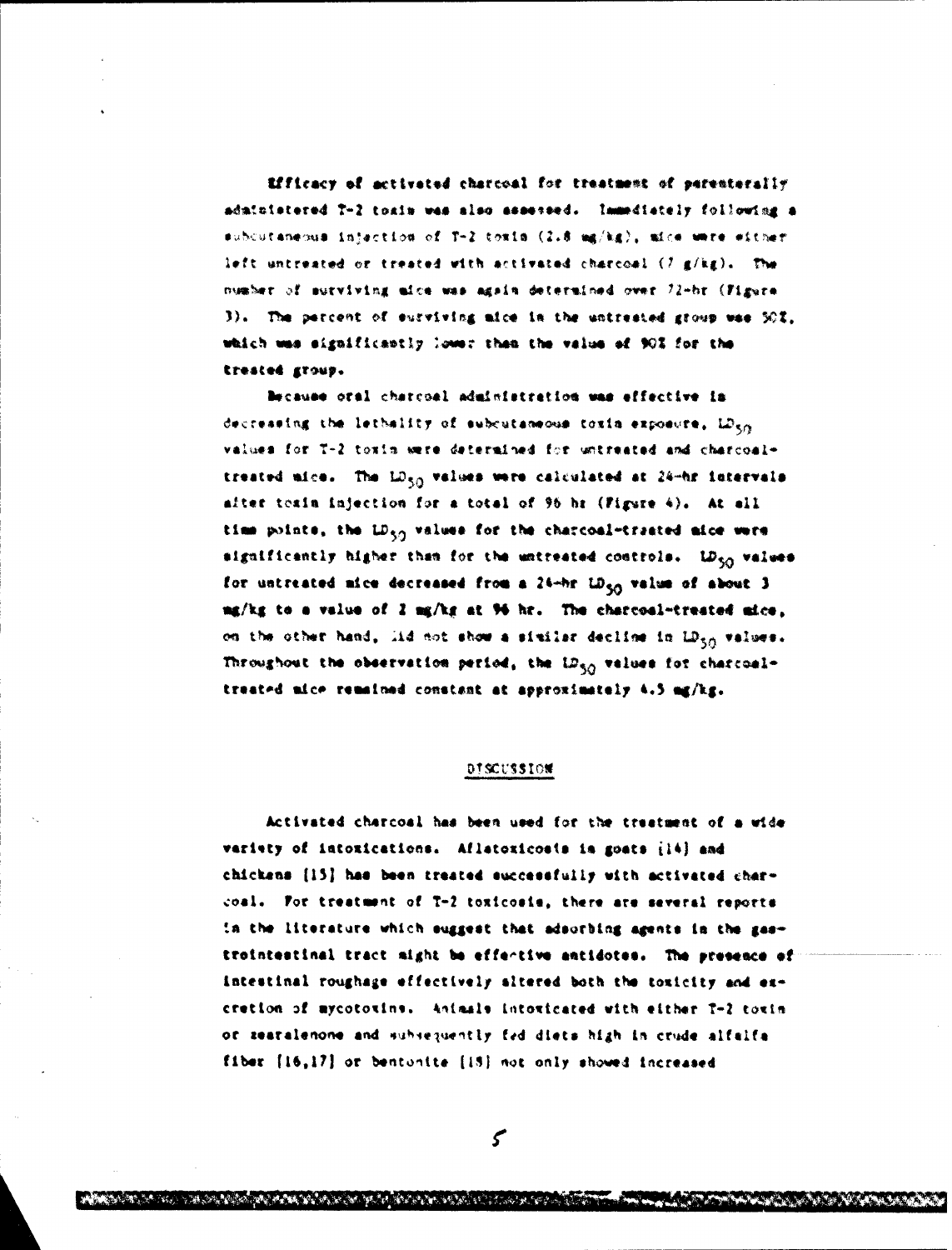Efficacy of activated charcoal for treatment of parenterally administered T-2 toxin was also assessed. Immediately following a subcutaneous injection of T-2 toxin (2.8 mg/kg), mice were either left untreated or treated with activated charcoal (7 g/kg). The number of surviving mice was again determined over 72-hr (Figure 3). The percent of surviving mice in the untreated group was 50%, which was significantly lower than the value of 90% for the treated group.

Because oral charcoal administration was effective in decreasing the lethality of subcutaneous toxin exposure, $LD_{50}$ values for T-2 toxin were determined for untreated and charcoal-treated mice. The $LD_{50}$ values were calculated at 24-hr intervals after toxin injection for a total of 96 hr (Figure 4). At all time points, the $LD_{50}$ values for the charcoal-treated mice were significantly higher than for the untreated controls. $LD_{50}$ values for untreated mice decreased from a 24-hr $LD_{50}$ value of about 3 mg/kg to a value of 2 mg/kg at 96 hr. The charcoal-treated mice, on the other hand, did not show a similar decline in $LD_{50}$ values. Throughout the observation period, the $LD_{50}$ values for charcoal-treated mice remained constant at approximately 4.5 mg/kg.

## DISCUSSION

Activated charcoal has been used for the treatment of a wide variety of intoxications. Aflatoxicosis in goats [14] and chickens [15] has been treated successfully with activated charcoal. For treatment of T-2 toxicosis, there are several reports in the literature which suggest that adsorbing agents in the gastrointestinal tract might be effective antidotes. The presence of intestinal roughage effectively altered both the toxicity and excretion of mycotoxins. Animals intoxicated with either T-2 toxin or zearalenone and subsequently fed diets high in crude alfalfa fiber [16,17] or bentonite [18] not only showed increased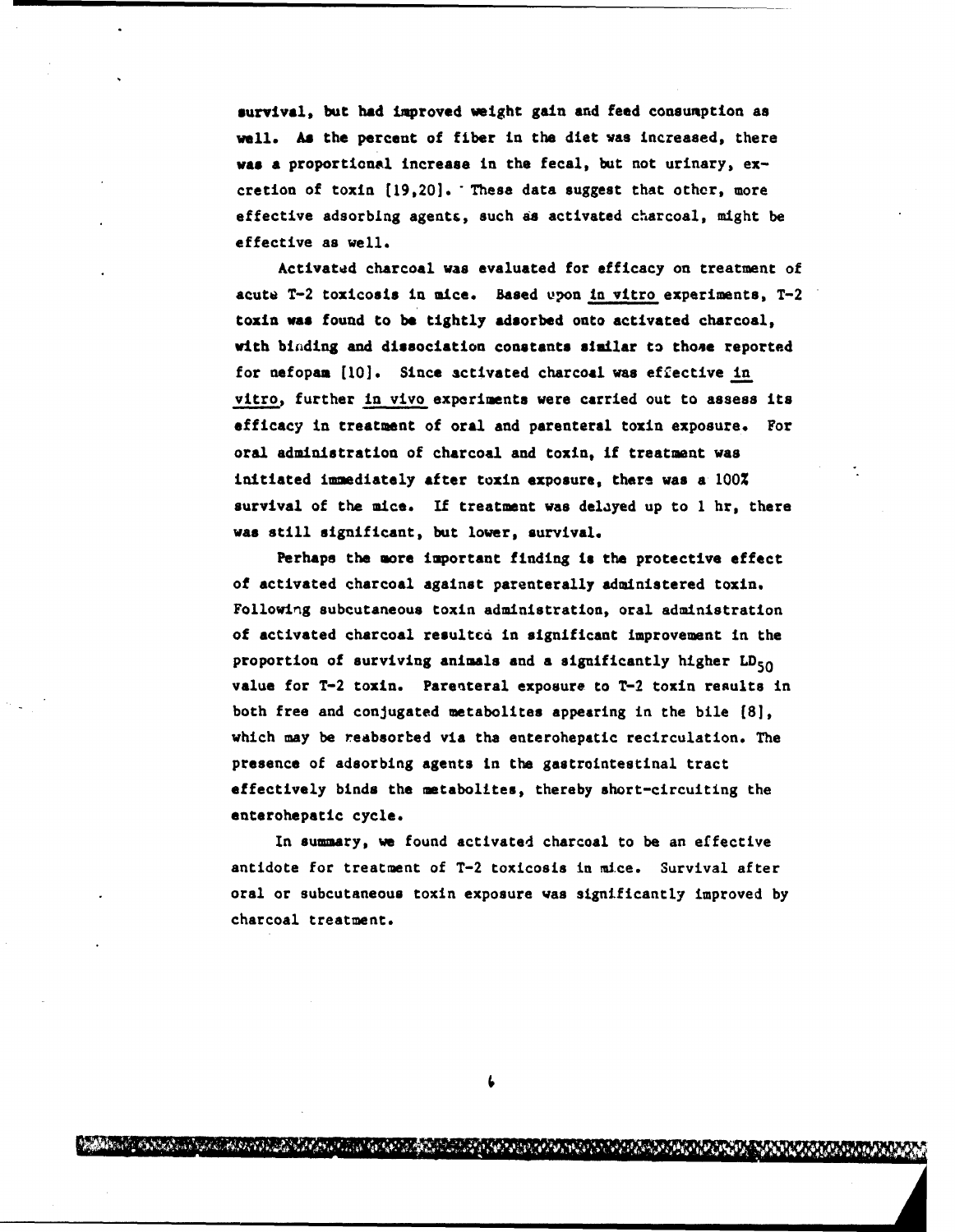survival, but had improved weight gain and feed consumption as well. As the percent of fiber in the diet was increased, there was a proportional increase in the fecal, but not urinary, excretion of toxin [19,20]. These data suggest that other, more effective adsorbing agents, such as activated charcoal, might be effective as well.

Activated charcoal was evaluated for efficacy on treatment of acute T-2 toxicosis in mice. Based upon <u>in vitro</u> experiments, T-2 toxin was found to be tightly adsorbed onto activated charcoal, with binding and dissociation constants similar to those reported for nefopam [10]. Since activated charcoal was effective <u>in vitro</u>, further <u>in vivo</u> experiments were carried out to assess its efficacy in treatment of oral and parenteral toxin exposure. For oral administration of charcoal and toxin, if treatment was initiated immediately after toxin exposure, there was a 100% survival of the mice. If treatment was delayed up to 1 hr, there was still significant, but lower, survival.

Perhaps the more important finding is the protective effect of activated charcoal against parenterally administered toxin. Following subcutaneous toxin administration, oral administration of activated charcoal resulted in significant improvement in the proportion of surviving animals and a significantly higher $LD_{50}$ value for T-2 toxin. Parenteral exposure to T-2 toxin results in both free and conjugated metabolites appearing in the bile [8], which may be reabsorbed via the enterohepatic recirculation. The presence of adsorbing agents in the gastrointestinal tract effectively binds the metabolites, thereby short-circuiting the enterohepatic cycle.

In summary, we found activated charcoal to be an effective antidote for treatment of T-2 toxicosis in mice. Survival after oral or subcutaneous toxin exposure was significantly improved by charcoal treatment.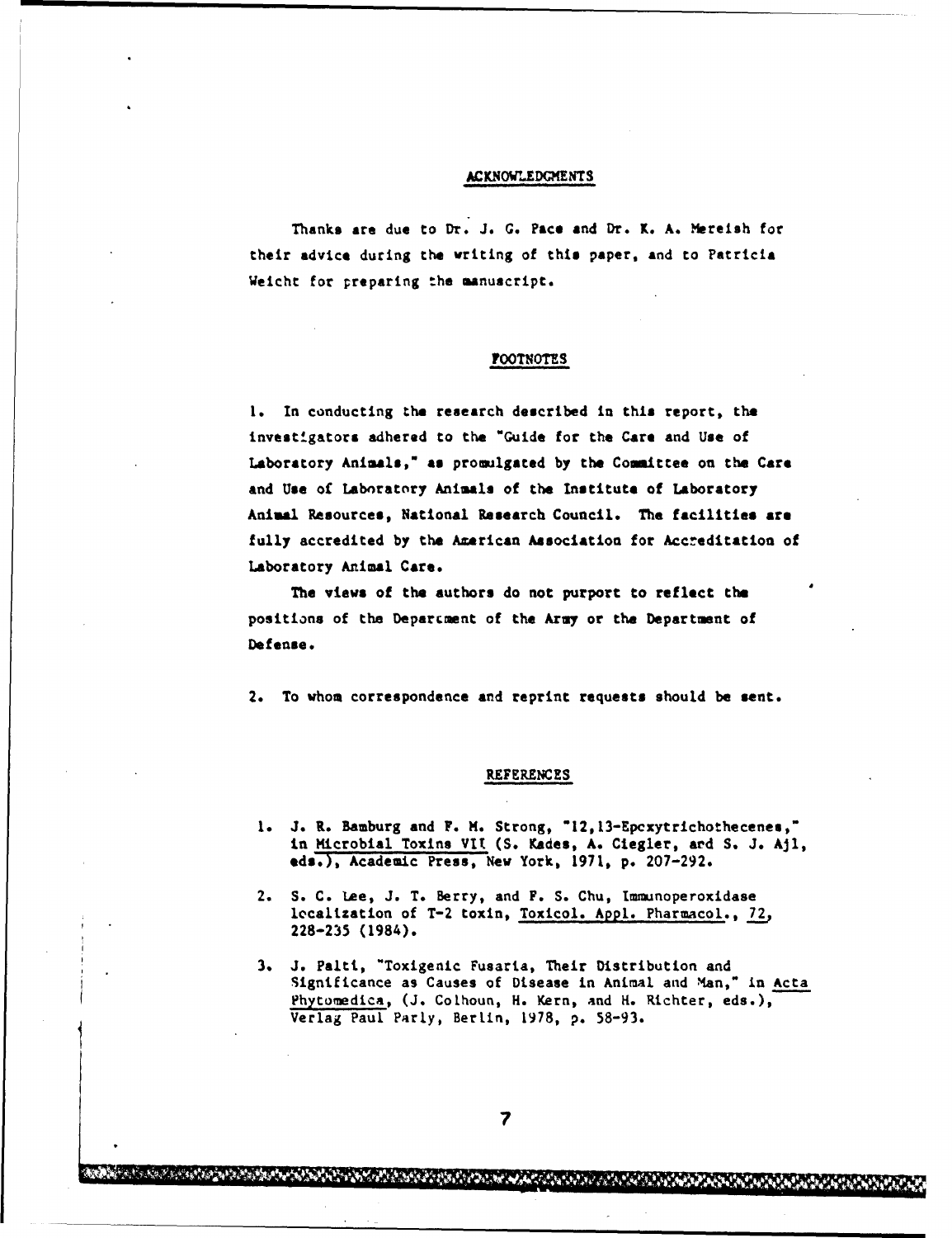## ACKNOWLEDGMENTS

Thanks are due to Dr. J. G. Pace and Dr. K. A. Mereish for their advice during the writing of this paper, and to Patricia Weicht for preparing the manuscript.

## FOOTNOTES

1. In conducting the research described in this report, the investigators adhered to the "Guide for the Care and Use of Laboratory Animals," as promulgated by the Committee on the Care and Use of Laboratory Animals of the Institute of Laboratory Animal Resources, National Research Council. The facilities are fully accredited by the American Association for Accreditation of Laboratory Animal Care.

   The views of the authors do not purport to reflect the positions of the Department of the Army or the Department of Defense.

2. To whom correspondence and reprint requests should be sent.

## REFERENCES

1. J. R. Bamburg and F. M. Strong, "12,13-Epoxytrichothecenes," in Microbial Toxins VII (S. Kades, A. Ciegler, and S. J. Ajl, eds.), Academic Press, New York, 1971, p. 207-292.

2. S. C. Lee, J. T. Berry, and F. S. Chu, Immunoperoxidase localization of T-2 toxin, Toxicol. Appl. Pharmacol., 72, 228-235 (1984).

3. J. Palti, "Toxigenic Fusaria, Their Distribution and Significance as Causes of Disease in Animal and Man," in Acta Phytomedica, (J. Colhoun, H. Kern, and H. Richter, eds.), Verlag Paul Parly, Berlin, 1978, p. 58-93.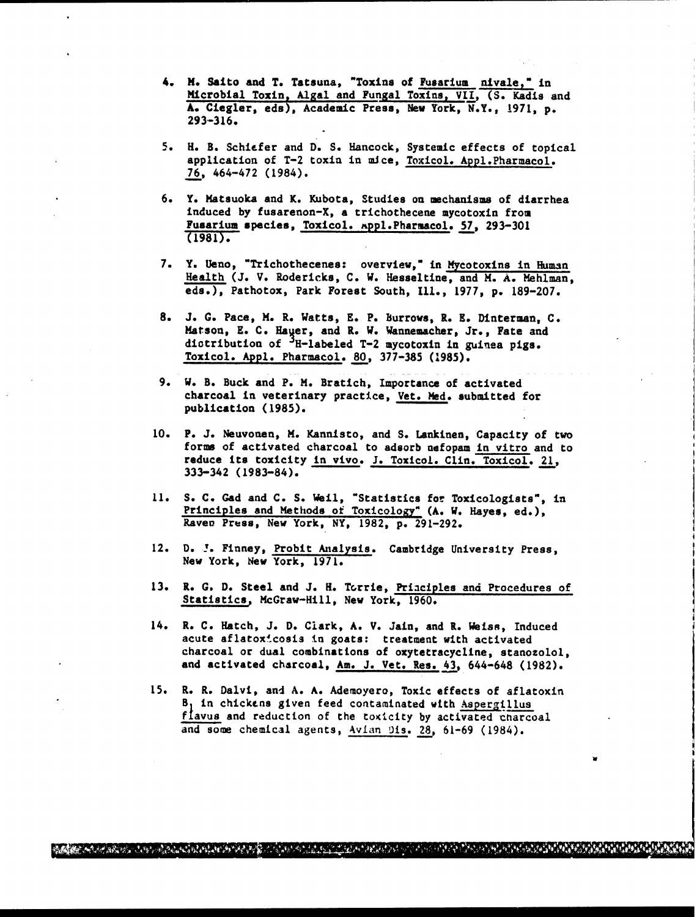4. M. Saito and T. Tatsuna, "Toxins of Fusarium nivale," in Microbial Toxin, Algal and Fungal Toxins, VII, (S. Kadis and A. Ciegler, eds), Academic Press, New York, N.Y., 1971, p. 293-316.

5. H. B. Schiefer and D. S. Hancock, Systemic effects of topical application of T-2 toxin in mice, Toxicol. Appl.Pharmacol. 76, 464-472 (1984).

6. Y. Matsuoka and K. Kubota, Studies on mechanisms of diarrhea induced by fusarenon-X, a trichothecene mycotoxin from Fusarium species, Toxicol. Appl.Pharmacol. 57, 293-301 (1981).

7. Y. Ueno, "Trichothecenes: overview," in Mycotoxins in Human Health (J. V. Rodericks, C. W. Hesseltine, and M. A. Mehlman, eds.), Pathotox, Park Forest South, Ill., 1977, p. 189-207.

8. J. G. Pace, M. R. Watts, E. P. Burrows, R. E. Dinterman, C. Matson, E. C. Hauer, and R. W. Wannemacher, Jr., Fate and distribution of $^{3}$H-labeled T-2 mycotoxin in guinea pigs. Toxicol. Appl. Pharmacol. 80, 377-385 (1985).

9. W. B. Buck and P. M. Bratich, Importance of activated charcoal in veterinary practice, Vet. Med. submitted for publication (1985).

10. P. J. Neuvonen, M. Kannisto, and S. Lankinen, Capacity of two forms of activated charcoal to adsorb nefopam in vitro and to reduce its toxicity in vivo. J. Toxicol. Clin. Toxicol. 21, 333-342 (1983-84).

11. S. C. Gad and C. S. Weil, "Statistics for Toxicologists", in Principles and Methods of Toxicology" (A. W. Hayes, ed.), Raven Press, New York, NY, 1982, p. 291-292.

12. D. J. Finney, Probit Analysis. Cambridge University Press, New York, New York, 1971.

13. R. G. D. Steel and J. H. Torrie, Principles and Procedures of Statistics, McGraw-Hill, New York, 1960.

14. R. C. Hatch, J. D. Clark, A. V. Jain, and R. Weiss, Induced acute aflatoxicosis in goats: treatment with activated charcoal or dual combinations of oxytetracycline, stanozolol, and activated charcoal, Am. J. Vet. Res. 43, 644-648 (1982).

15. R. R. Dalvi, and A. A. Ademoyero, Toxic effects of aflatoxin $B_1$ in chickens given feed contaminated with Aspergillus flavus and reduction of the toxicity by activated charcoal and some chemical agents, Avian Dis. 28, 61-69 (1984).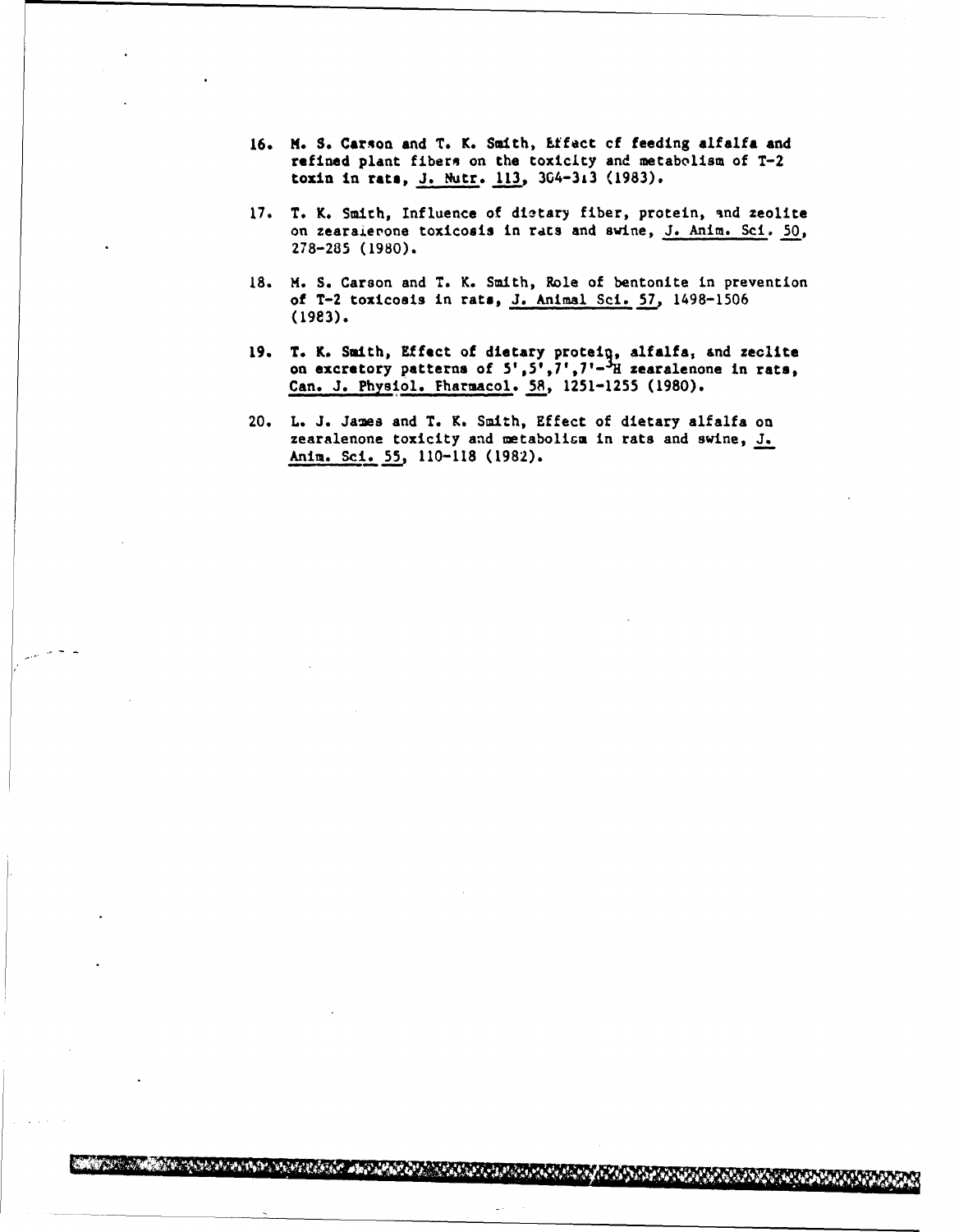16. M. S. Carson and T. K. Smith, Effect of feeding alfalfa and refined plant fibers on the toxicity and metabolism of T-2 toxin in rats, J. Nutr. 113, 304-313 (1983).

17. T. K. Smith, Influence of dietary fiber, protein, and zeolite on zearalenone toxicosis in rats and swine, J. Anim. Sci. 50, 278-285 (1980).

18. M. S. Carson and T. K. Smith, Role of bentonite in prevention of T-2 toxicosis in rats, J. Animal Sci. 57, 1498-1506 (1983).

19. T. K. Smith, Effect of dietary protein, alfalfa, and zeolite on excretory patterns of 5',5',7',7'-$^3$H zearalenone in rats, Can. J. Physiol. Pharmacol. 58, 1251-1255 (1980).

20. L. J. James and T. K. Smith, Effect of dietary alfalfa on zearalenone toxicity and metabolism in rats and swine, J. Anim. Sci. 55, 110-118 (1982).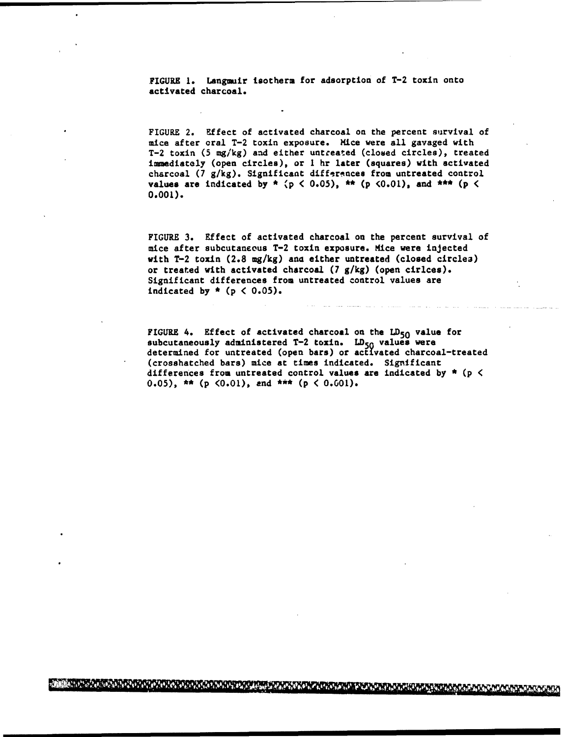FIGURE 1. Langmuir isotherm for adsorption of T-2 toxin onto activated charcoal.

FIGURE 2. Effect of activated charcoal on the percent survival of mice after oral T-2 toxin exposure. Mice were all gavaged with T-2 toxin (5 mg/kg) and either untreated (closed circles), treated immediately (open circles), or 1 hr later (squares) with activated charcoal (7 g/kg). Significant differences from untreated control values are indicated by * ($p < 0.05$), ** ($p < 0.01$), and *** ($p < 0.001$).

FIGURE 3. Effect of activated charcoal on the percent survival of mice after subcutaneous T-2 toxin exposure. Mice were injected with T-2 toxin (2.8 mg/kg) and either untreated (closed circles) or treated with activated charcoal (7 g/kg) (open cirlces). Significant differences from untreated control values are indicated by * ($p < 0.05$).

FIGURE 4. Effect of activated charcoal on the $LD_{50}$ value for subcutaneously administered T-2 toxin. $LD_{50}$ values were determined for untreated (open bars) or activated charcoal-treated (crosshatched bars) mice at times indicated. Significant differences from untreated control values are indicated by * ($p < 0.05$), ** ($p < 0.01$), and *** ($p < 0.001$).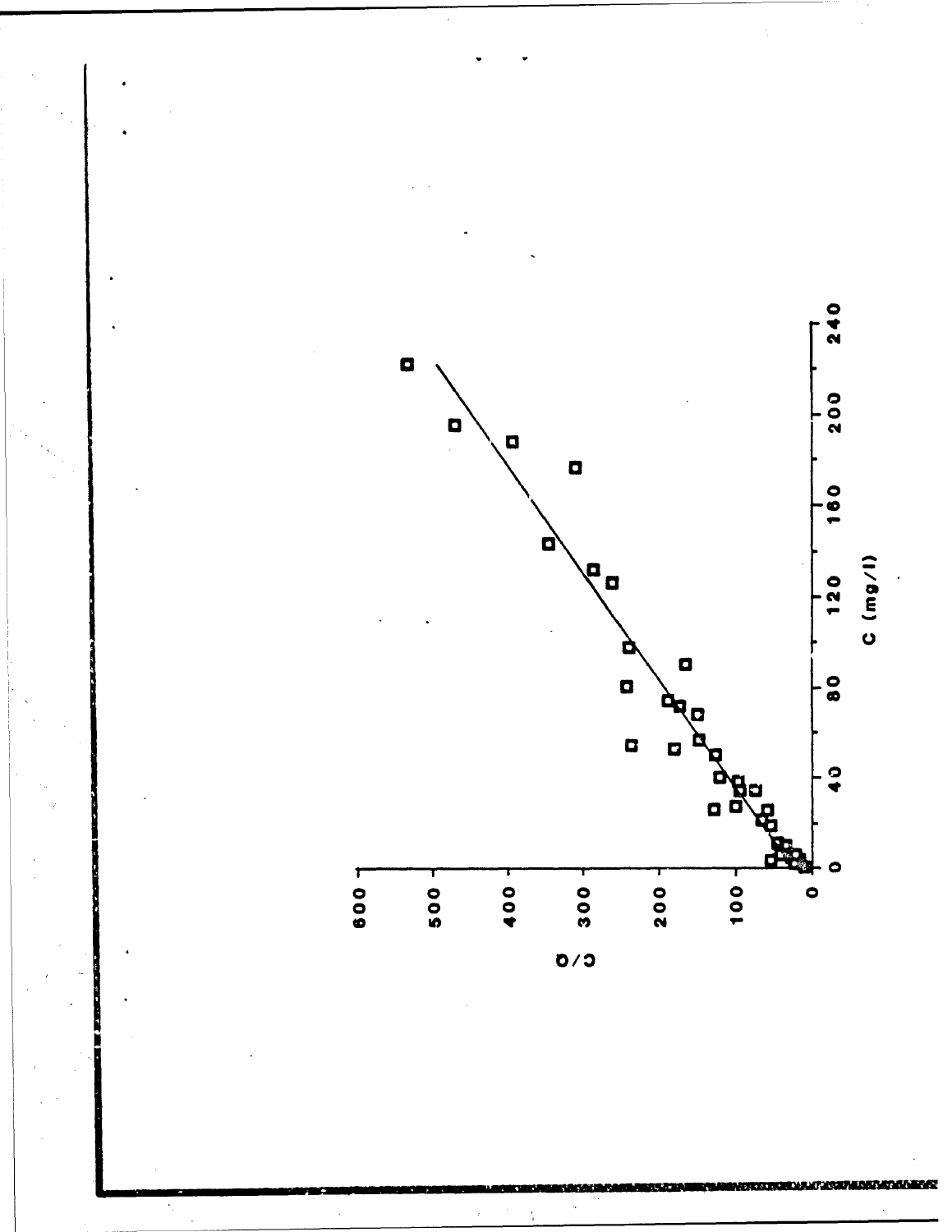C/Q

C (mg/l)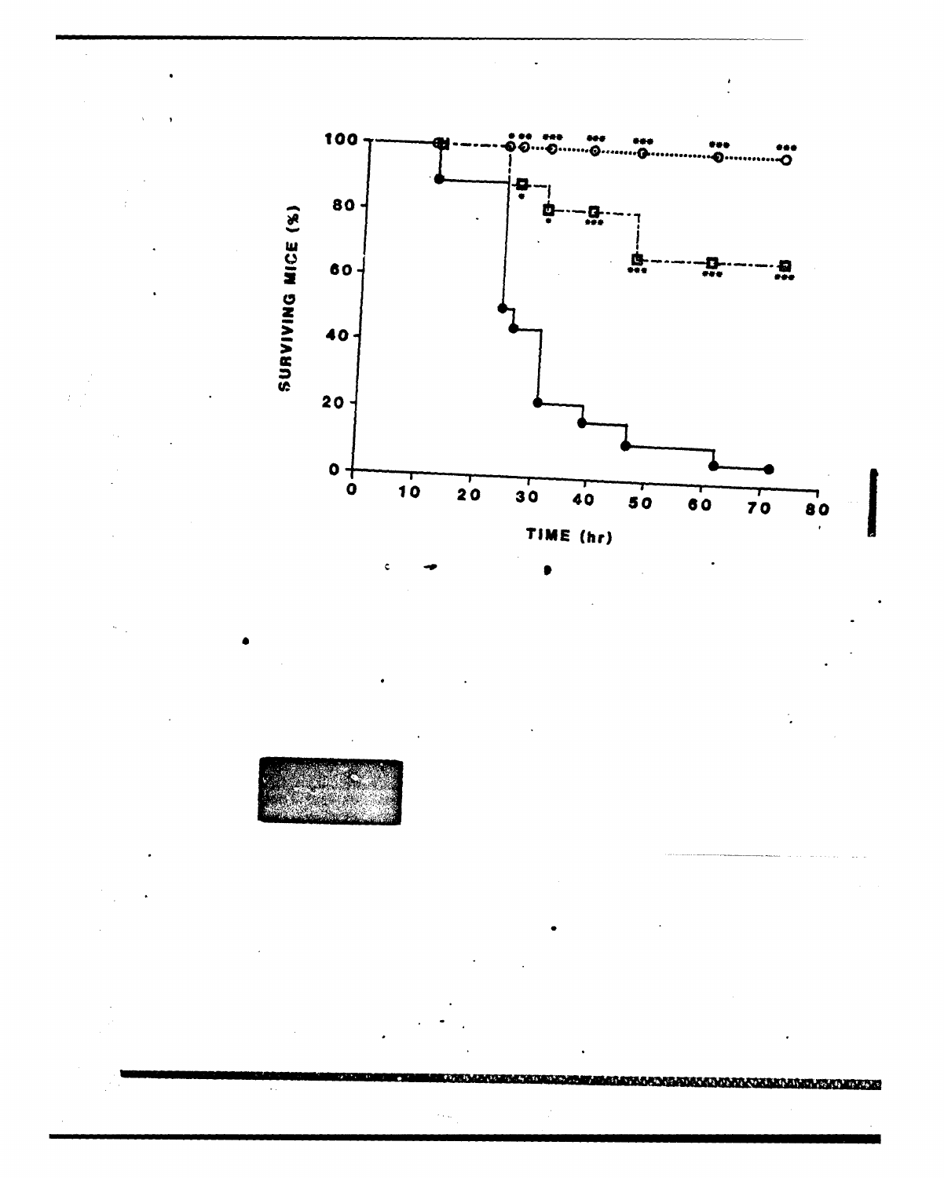SURVIVING MICE (%)

TIME (hr)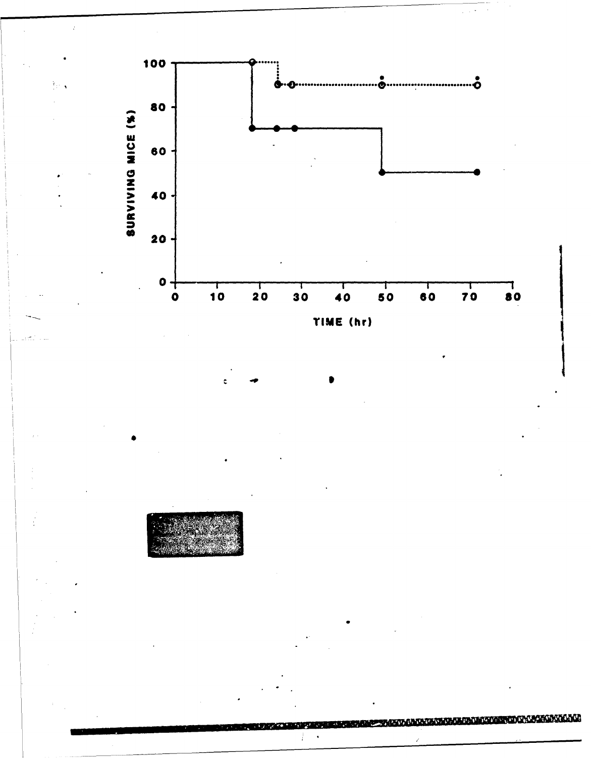SURVIVING MICE (%)

TIME (hr)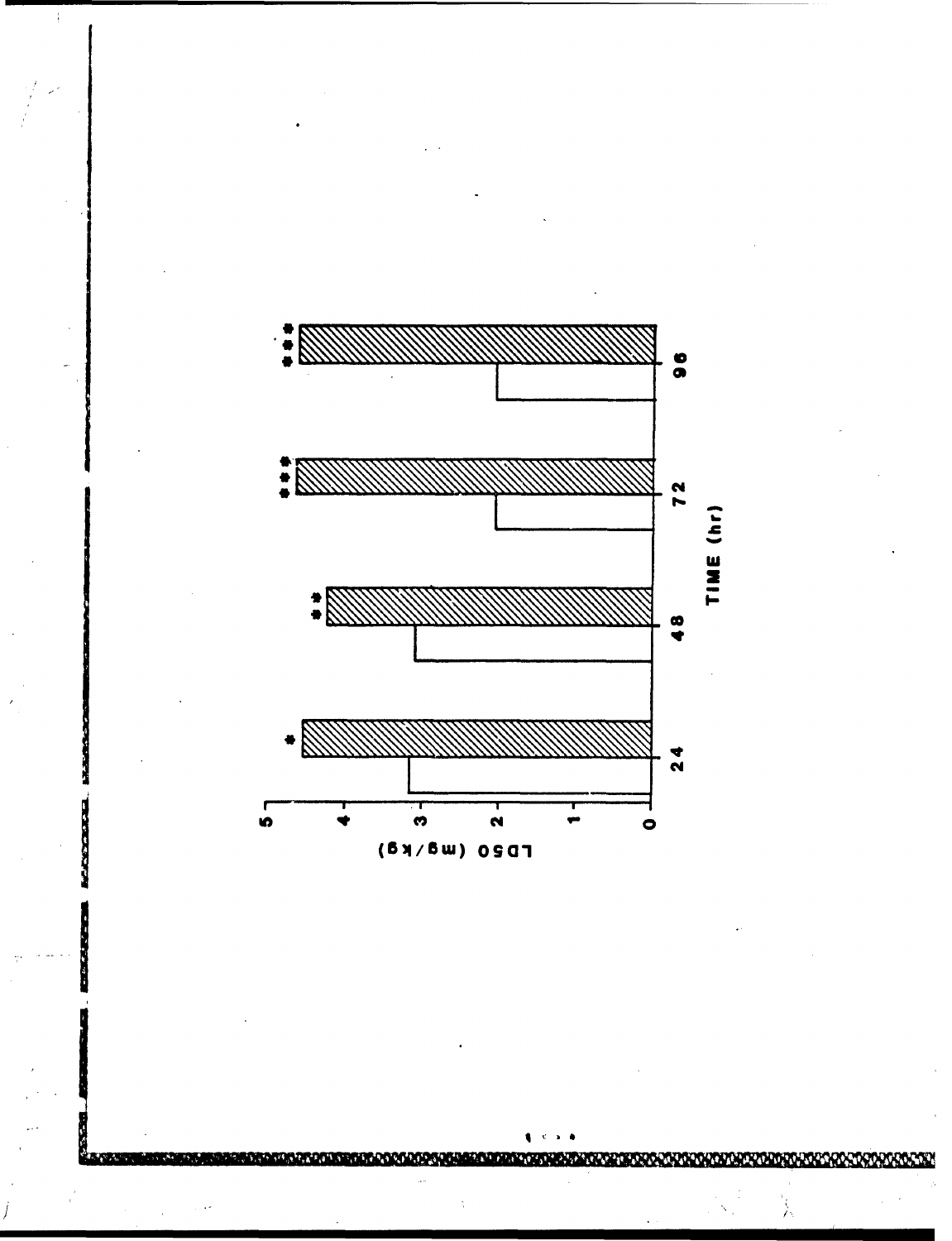LD50 (mg/kg)

5
4
3
2
1
0

24
48
72
96

TIME (hr)

*
**
***
***